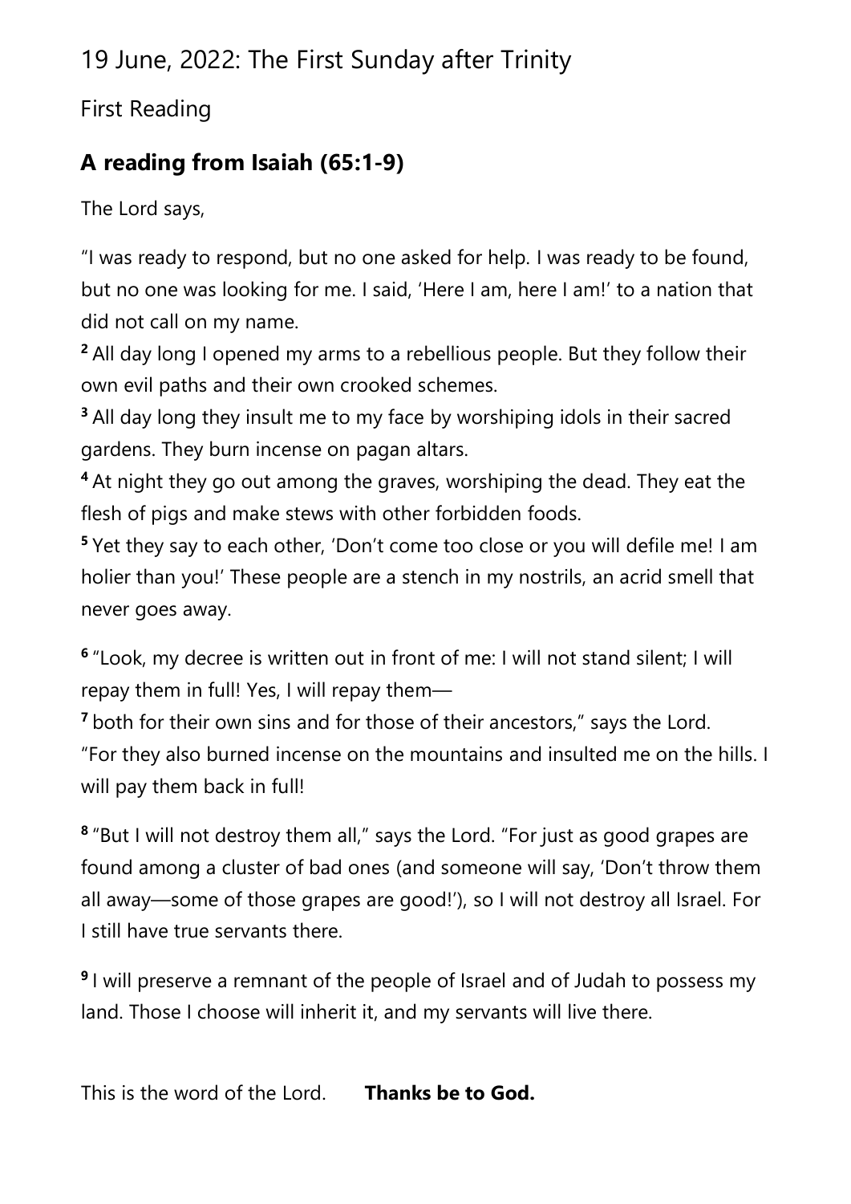# 19 June, 2022: The First Sunday after Trinity

## First Reading

### A reading from Isaiah (65:1-9)

The Lord says,

"I was ready to respond, but no one asked for help. I was ready to be found, but no one was looking for me. I said, 'Here I am, here I am!' to a nation that did not call on my name.

**2** All day long I opened my arms to a rebellious people. But they follow their own evil paths and their own crooked schemes.

**3** All day long they insult me to my face by worshiping idols in their sacred gardens. They burn incense on pagan altars.

**4** At night they go out among the graves, worshiping the dead. They eat the flesh of pigs and make stews with other forbidden foods.

**5** Yet they say to each other, 'Don't come too close or you will defile me! I am holier than you!' These people are a stench in my nostrils, an acrid smell that never goes away.

**6** "Look, my decree is written out in front of me: I will not stand silent; I will repay them in full! Yes, I will repay them—

**7** both for their own sins and for those of their ancestors," says the Lord. "For they also burned incense on the mountains and insulted me on the hills. I will pay them back in full!

**8** "But I will not destroy them all," says the Lord. "For just as good grapes are found among a cluster of bad ones (and someone will say, 'Don't throw them all away—some of those grapes are good!'), so I will not destroy all Israel. For I still have true servants there.

**9** I will preserve a remnant of the people of Israel and of Judah to possess my land. Those I choose will inherit it, and my servants will live there.

This is the word of the Lord. **Thanks be to God.**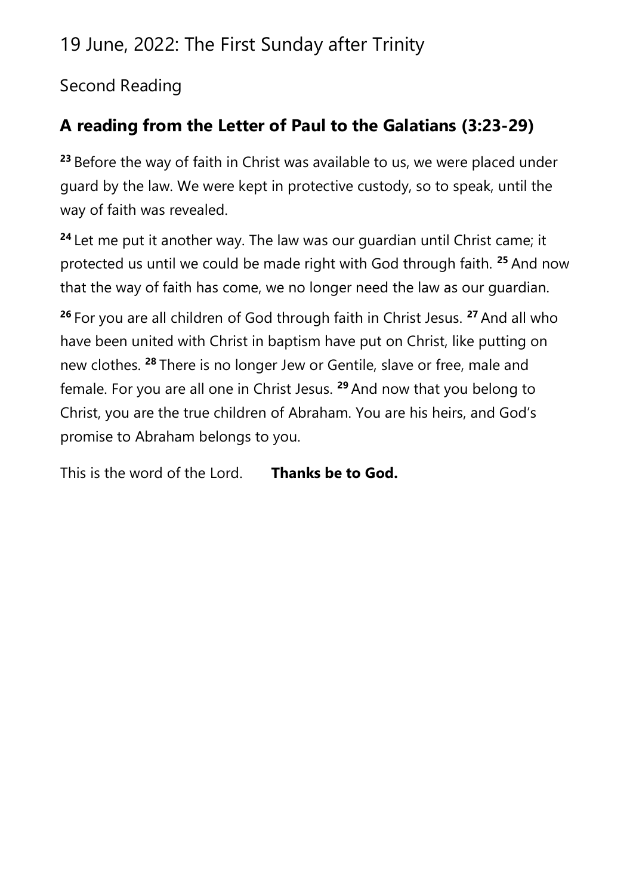# 19 June, 2022: The First Sunday after Trinity

## Second Reading

### A reading from the Letter of Paul to the Galatians (3:23-29)

**23** Before the way of faith in Christ was available to us, we were placed under guard by the law. We were kept in protective custody, so to speak, until the way of faith was revealed.

**24** Let me put it another way. The law was our guardian until Christ came; it protected us until we could be made right with God through faith. **25** And now that the way of faith has come, we no longer need the law as our guardian.

**26** For you are all children of God through faith in Christ Jesus. **27** And all who have been united with Christ in baptism have put on Christ, like putting on new clothes. **28** There is no longer Jew or Gentile, slave or free, male and female. For you are all one in Christ Jesus. **29** And now that you belong to Christ, you are the true children of Abraham. You are his heirs, and God's promise to Abraham belongs to you.

This is the word of the Lord. **Thanks be to God.**